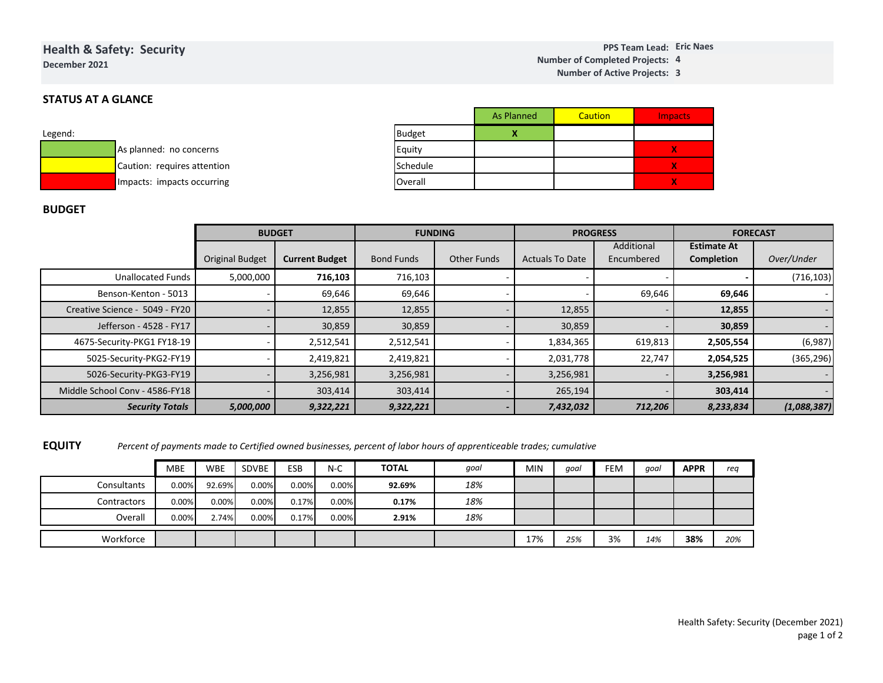# Health & Safety: Security

**December 2021**

**PPS Team Lead:** **Eric Naes**
**Number of Completed Projects:** **4**
**Number of Active Projects:** **3**

## STATUS AT A GLANCE

Legend:

- As planned: no concerns
- Caution: requires attention
- Impacts: impacts occurring

| | As Planned | Caution | Impacts |
|---|---|---|---|
| Budget | X | | |
| Equity | | | X |
| Schedule | | | X |
| Overall | | | X |

## BUDGET

| | BUDGET | | FUNDING | | PROGRESS | | FORECAST | |
|---|---|---|---|---|---|---|---|---|
| | Original Budget | **Current Budget** | Bond Funds | Other Funds | Actuals To Date | Additional Encumbered | **Estimate At Completion** | *Over/Under* |
| Unallocated Funds | 5,000,000 | **716,103** | 716,103 | - | - | - | **-** | (716,103) |
| Benson-Kenton - 5013 | - | 69,646 | 69,646 | - | - | 69,646 | **69,646** | - |
| Creative Science - 5049 - FY20 | - | 12,855 | 12,855 | - | 12,855 | - | **12,855** | - |
| Jefferson - 4528 - FY17 | - | 30,859 | 30,859 | - | 30,859 | - | **30,859** | - |
| 4675-Security-PKG1 FY18-19 | - | 2,512,541 | 2,512,541 | - | 1,834,365 | 619,813 | **2,505,554** | (6,987) |
| 5025-Security-PKG2-FY19 | - | 2,419,821 | 2,419,821 | - | 2,031,778 | 22,747 | **2,054,525** | (365,296) |
| 5026-Security-PKG3-FY19 | - | 3,256,981 | 3,256,981 | - | 3,256,981 | - | **3,256,981** | - |
| Middle School Conv - 4586-FY18 | - | 303,414 | 303,414 | - | 265,194 | - | **303,414** | - |
| ***Security Totals*** | ***5,000,000*** | ***9,322,221*** | ***9,322,221*** | ***-*** | ***7,432,032*** | ***712,206*** | ***8,233,834*** | ***(1,088,387)*** |

## EQUITY

*Percent of payments made to Certified owned businesses, percent of labor hours of apprenticeable trades; cumulative*

| | MBE | WBE | SDVBE | ESB | N-C | **TOTAL** | *goal* | MIN | *goal* | FEM | *goal* | **APPR** | *req* |
|---|---|---|---|---|---|---|---|---|---|---|---|---|---|
| Consultants | 0.00% | 92.69% | 0.00% | 0.00% | 0.00% | **92.69%** | *18%* | | | | | | |
| Contractors | 0.00% | 0.00% | 0.00% | 0.17% | 0.00% | **0.17%** | *18%* | | | | | | |
| Overall | 0.00% | 2.74% | 0.00% | 0.17% | 0.00% | **2.91%** | *18%* | | | | | | |
| Workforce | | | | | | | | 17% | *25%* | 3% | *14%* | **38%** | *20%* |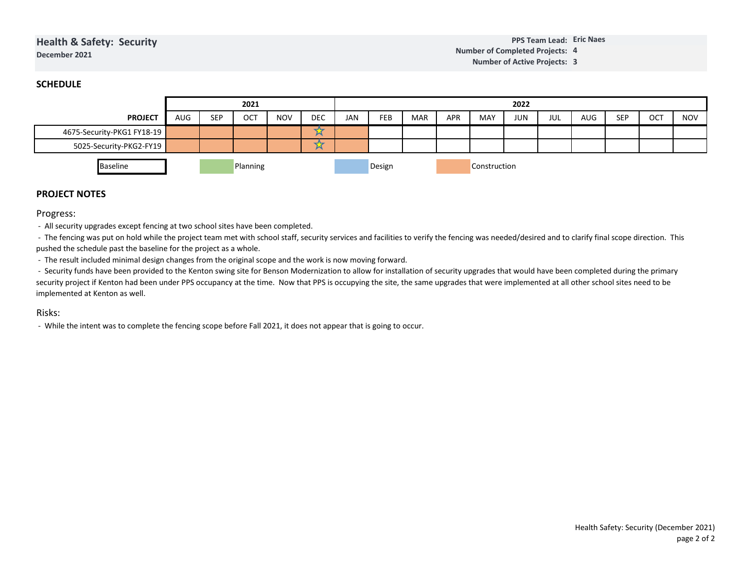## Health & Safety: Security

**December 2021**

**PPS Team Lead:** Eric Naes
**Number of Completed Projects:** 4
**Number of Active Projects:** 3

### SCHEDULE

| | 2021 | | | | | 2022 | | | | | | | | | | |
|---|---|---|---|---|---|---|---|---|---|---|---|---|---|---|---|---|
| **PROJECT** | AUG | SEP | OCT | NOV | DEC | JAN | FEB | MAR | APR | MAY | JUN | JUL | AUG | SEP | OCT | NOV |
| 4675-Security-PKG1 FY18-19 | Construction | Construction | Construction | Construction | ☆ Construction | Construction | | | | | | | | | | |
| 5025-Security-PKG2-FY19 | Construction | Construction | Construction | Construction | ☆ Construction | Construction | | | | | | | | | | |

Baseline | Planning | Design | Construction

### PROJECT NOTES

Progress:

- All security upgrades except fencing at two school sites have been completed.
- The fencing was put on hold while the project team met with school staff, security services and facilities to verify the fencing was needed/desired and to clarify final scope direction. This pushed the schedule past the baseline for the project as a whole.
- The result included minimal design changes from the original scope and the work is now moving forward.
- Security funds have been provided to the Kenton swing site for Benson Modernization to allow for installation of security upgrades that would have been completed during the primary security project if Kenton had been under PPS occupancy at the time. Now that PPS is occupying the site, the same upgrades that were implemented at all other school sites need to be implemented at Kenton as well.

Risks:

- While the intent was to complete the fencing scope before Fall 2021, it does not appear that is going to occur.

Health Safety: Security (December 2021)